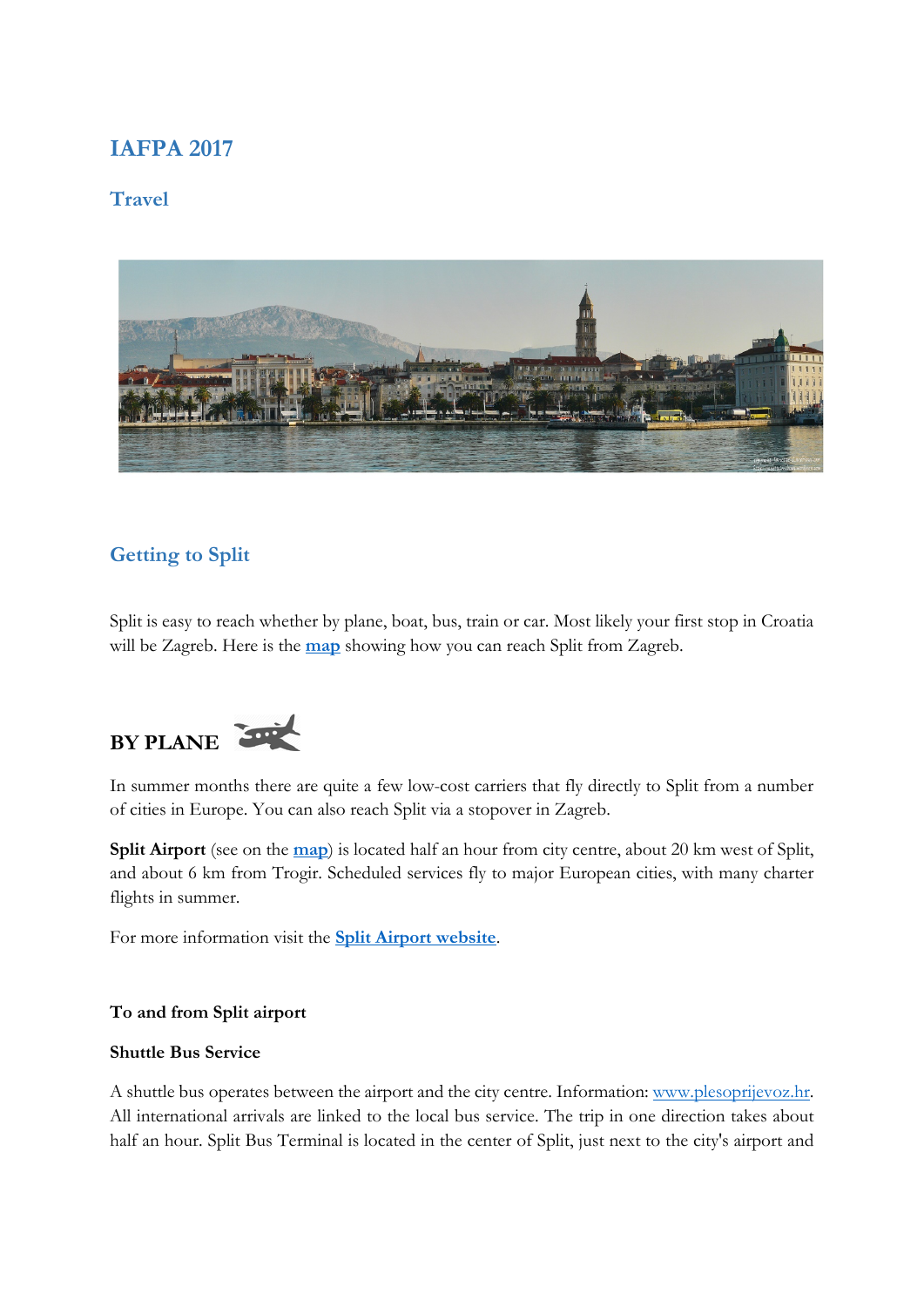# IAFPA 2017

## Travel

## Getting to Split

Split is easy to reach whether by plane, boat, bus, train or car. Most likely your first stop in Croatia will be Zagreb. Here is the **map** showing how you can reach Split from Zagreb.

## BY PLANE

In summer months there are quite a few low-cost carriers that fly directly to Split from a number of cities in Europe. You can also reach Split via a stopover in Zagreb.

**Split Airport** (see on the **map**) is located half an hour from city centre, about 20 km west of Split, and about 6 km from Trogir. Scheduled services fly to major European cities, with many charter flights in summer.

For more information visit the **Split Airport website**.

**To and from Split airport**

**Shuttle Bus Service**

A shuttle bus operates between the airport and the city centre. Information: www.plesoprijevoz.hr. All international arrivals are linked to the local bus service. The trip in one direction takes about half an hour. Split Bus Terminal is located in the center of Split, just next to the city's airport and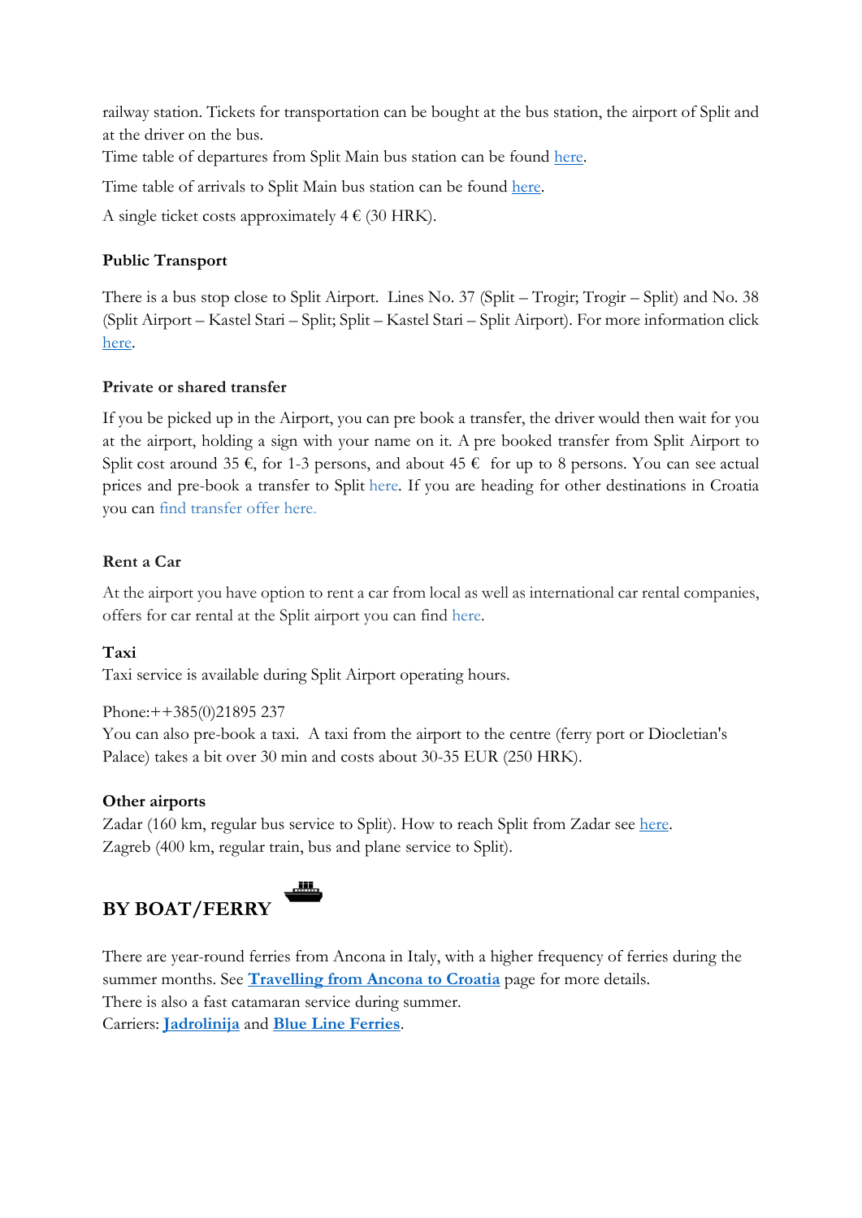railway station. Tickets for transportation can be bought at the bus station, the airport of Split and at the driver on the bus.

Time table of departures from Split Main bus station can be found here.

Time table of arrivals to Split Main bus station can be found here.

A single ticket costs approximately 4 € (30 HRK).

**Public Transport**

There is a bus stop close to Split Airport. Lines No. 37 (Split – Trogir; Trogir – Split) and No. 38 (Split Airport – Kastel Stari – Split; Split – Kastel Stari – Split Airport). For more information click here.

**Private or shared transfer**

If you be picked up in the Airport, you can pre book a transfer, the driver would then wait for you at the airport, holding a sign with your name on it. A pre booked transfer from Split Airport to Split cost around 35 €, for 1-3 persons, and about 45 € for up to 8 persons. You can see actual prices and pre-book a transfer to Split here. If you are heading for other destinations in Croatia you can find transfer offer here.

**Rent a Car**

At the airport you have option to rent a car from local as well as international car rental companies, offers for car rental at the Split airport you can find here.

**Taxi**

Taxi service is available during Split Airport operating hours.

Phone:++385(0)21895 237

You can also pre-book a taxi. A taxi from the airport to the centre (ferry port or Diocletian's Palace) takes a bit over 30 min and costs about 30-35 EUR (250 HRK).

**Other airports**

Zadar (160 km, regular bus service to Split). How to reach Split from Zadar see here.

Zagreb (400 km, regular train, bus and plane service to Split).

## BY BOAT/FERRY

There are year-round ferries from Ancona in Italy, with a higher frequency of ferries during the summer months. See **Travelling from Ancona to Croatia** page for more details.

There is also a fast catamaran service during summer.

Carriers: **Jadrolinija** and **Blue Line Ferries**.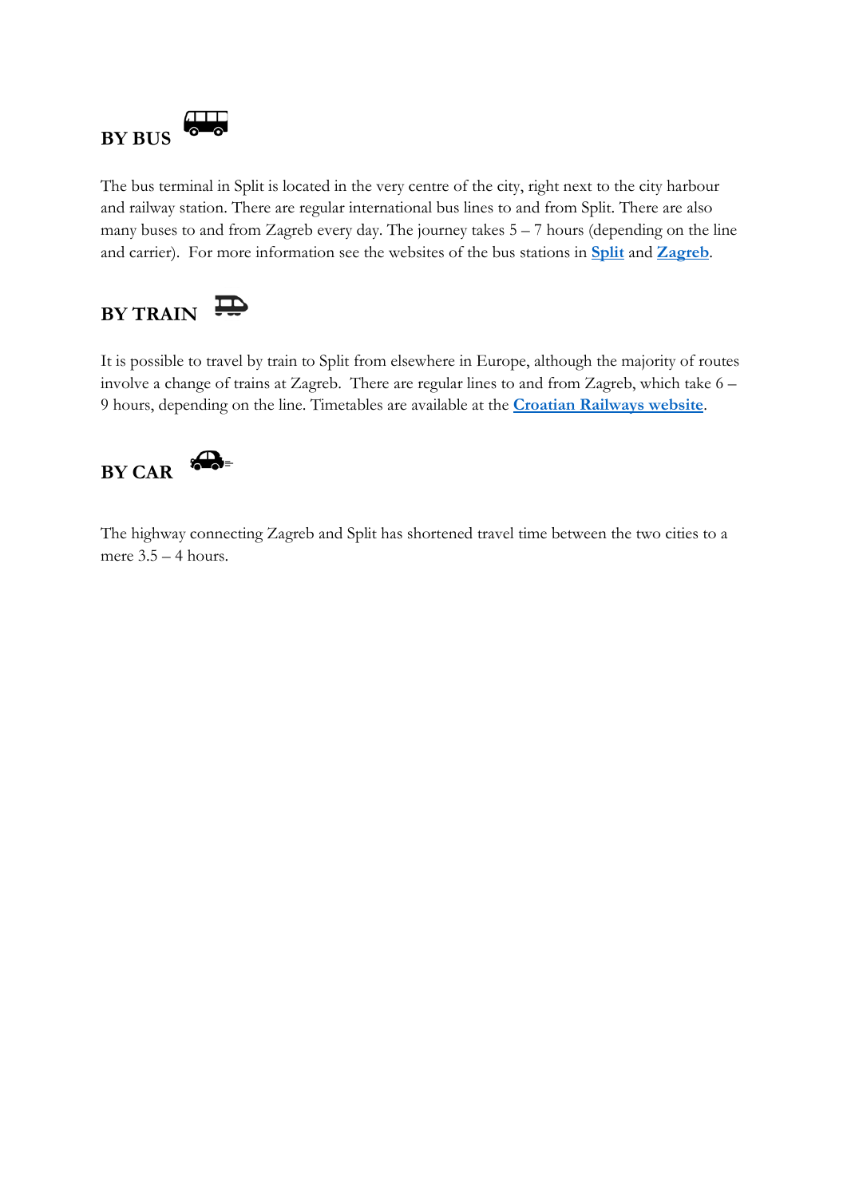## BY BUS

The bus terminal in Split is located in the very centre of the city, right next to the city harbour and railway station. There are regular international bus lines to and from Split. There are also many buses to and from Zagreb every day. The journey takes 5 – 7 hours (depending on the line and carrier). For more information see the websites of the bus stations in **Split** and **Zagreb**.

## BY TRAIN

It is possible to travel by train to Split from elsewhere in Europe, although the majority of routes involve a change of trains at Zagreb. There are regular lines to and from Zagreb, which take 6 – 9 hours, depending on the line. Timetables are available at the **Croatian Railways website**.

## BY CAR

The highway connecting Zagreb and Split has shortened travel time between the two cities to a mere 3.5 – 4 hours.